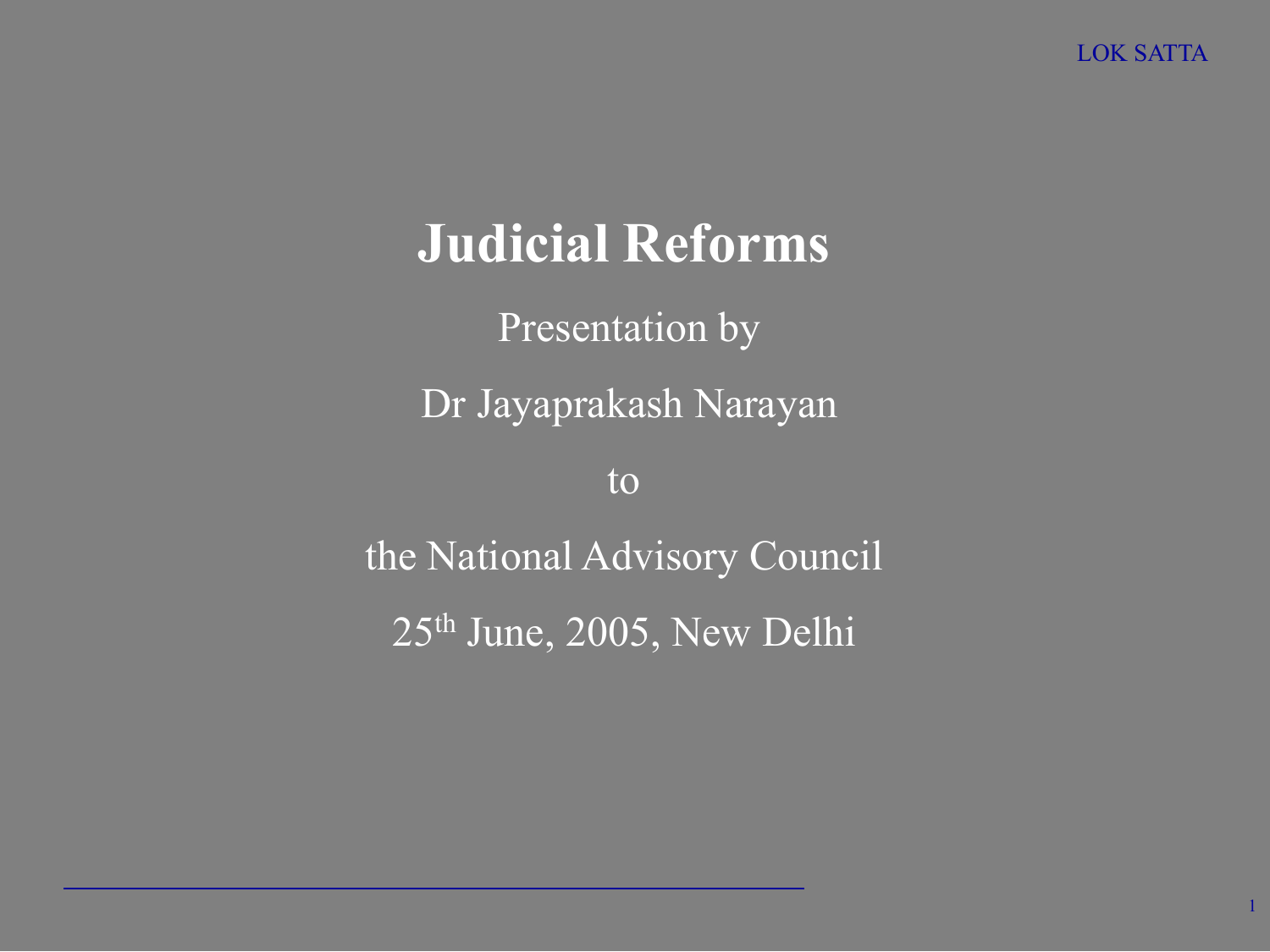# Judicial Reforms

Presentation by

Dr Jayaprakash Narayan

to

the National Advisory Council

25th June, 2005, New Delhi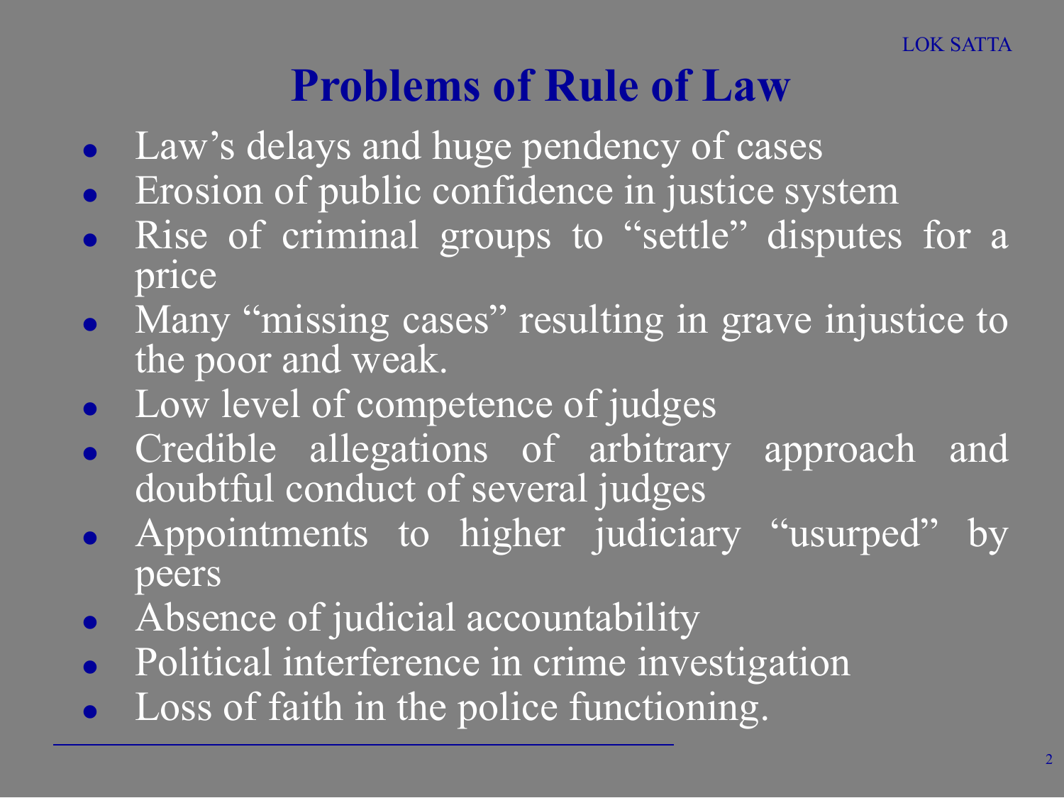# Problems of Rule of Law

- Law's delays and huge pendency of cases
- Erosion of public confidence in justice system
- Rise of criminal groups to "settle" disputes for a price
- Many "missing cases" resulting in grave injustice to the poor and weak.
- Low level of competence of judges
- Credible allegations of arbitrary approach and doubtful conduct of several judges
- Appointments to higher judiciary "usurped" by peers
- Absence of judicial accountability
- Political interference in crime investigation
- Loss of faith in the police functioning.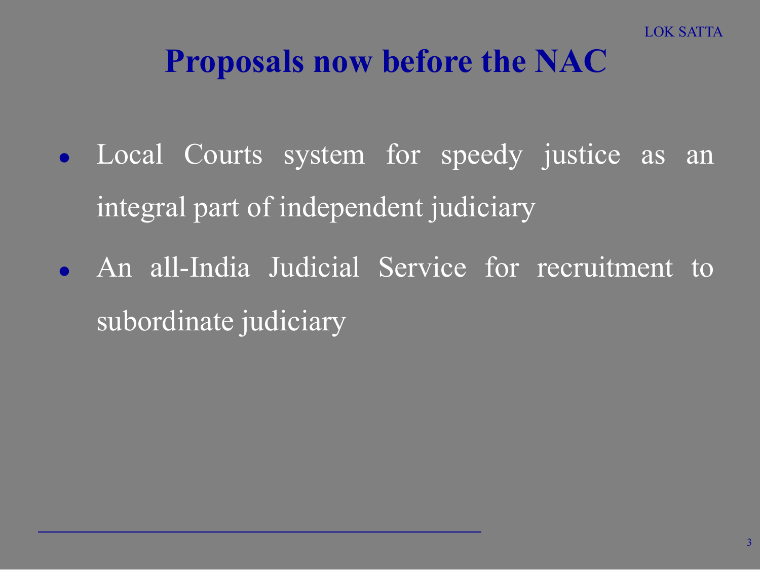# Proposals now before the NAC

- Local Courts system for speedy justice as an integral part of independent judiciary
- An all-India Judicial Service for recruitment to subordinate judiciary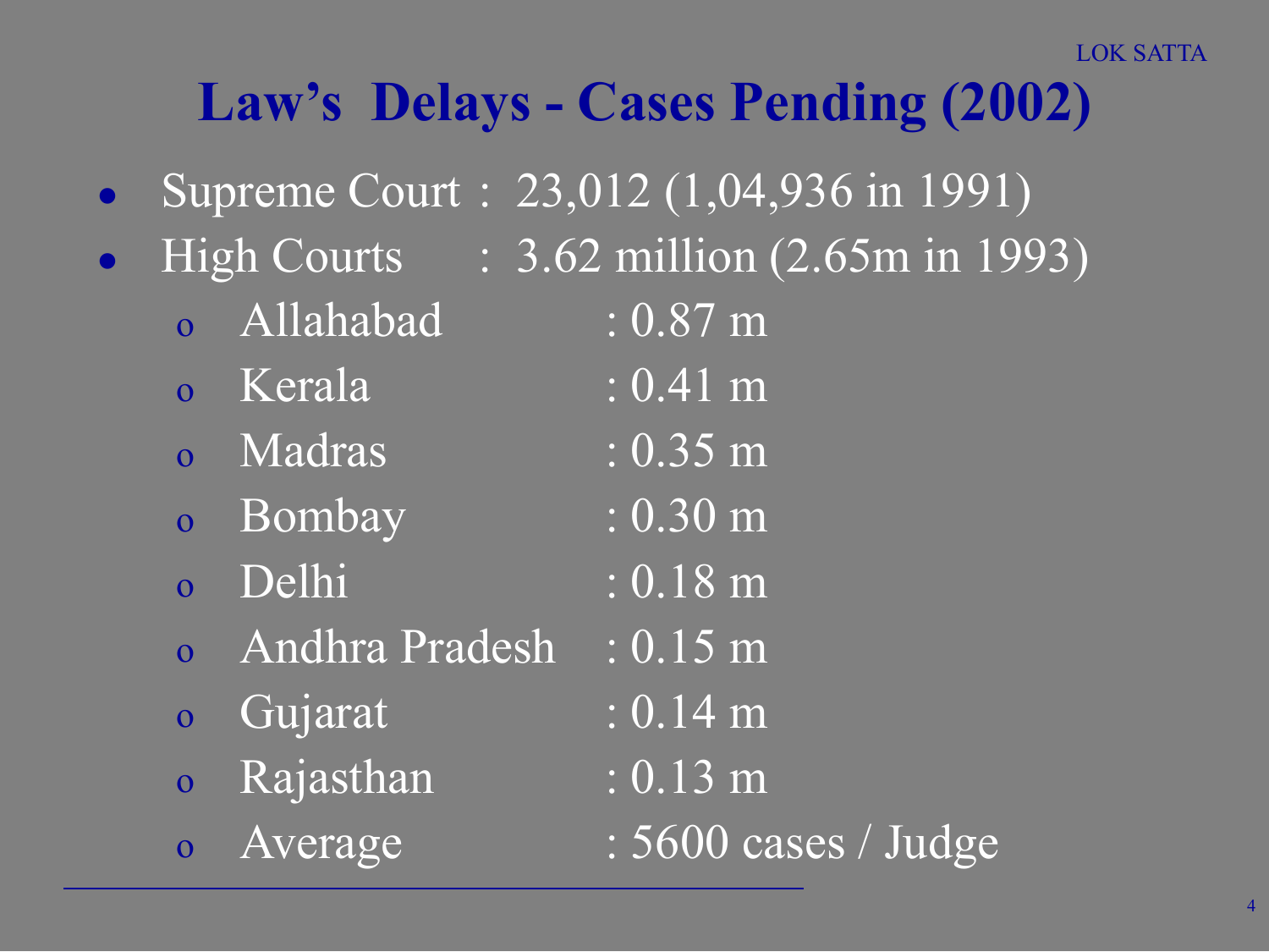# Law's Delays - Cases Pending (2002)

- Supreme Court : 23,012 (1,04,936 in 1991)
- High Courts : 3.62 million (2.65m in 1993)
  - Allahabad : 0.87 m
  - Kerala : 0.41 m
  - Madras : 0.35 m
  - Bombay : 0.30 m
  - Delhi : 0.18 m
  - Andhra Pradesh : 0.15 m
  - Gujarat : 0.14 m
  - Rajasthan : 0.13 m
  - Average : 5600 cases / Judge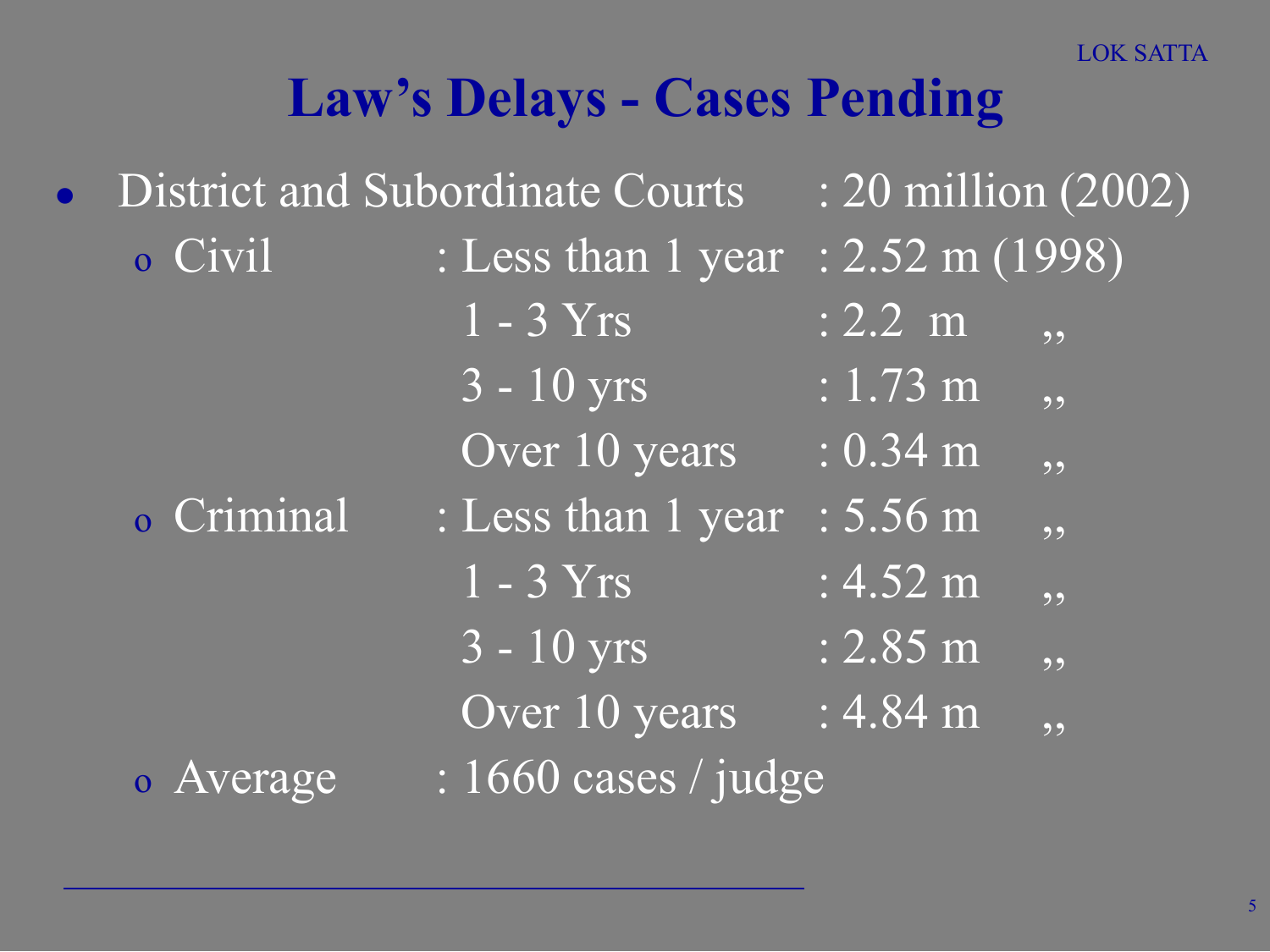# Law's Delays - Cases Pending

- District and Subordinate Courts : 20 million (2002)
  - Civil : Less than 1 year : 2.52 m (1998)
    - 1 - 3 Yrs : 2.2 m ,,
    - 3 - 10 yrs : 1.73 m ,,
    - Over 10 years : 0.34 m ,,
  - Criminal : Less than 1 year : 5.56 m ,,
    - 1 - 3 Yrs : 4.52 m ,,
    - 3 - 10 yrs : 2.85 m ,,
    - Over 10 years : 4.84 m ,,
  - Average : 1660 cases / judge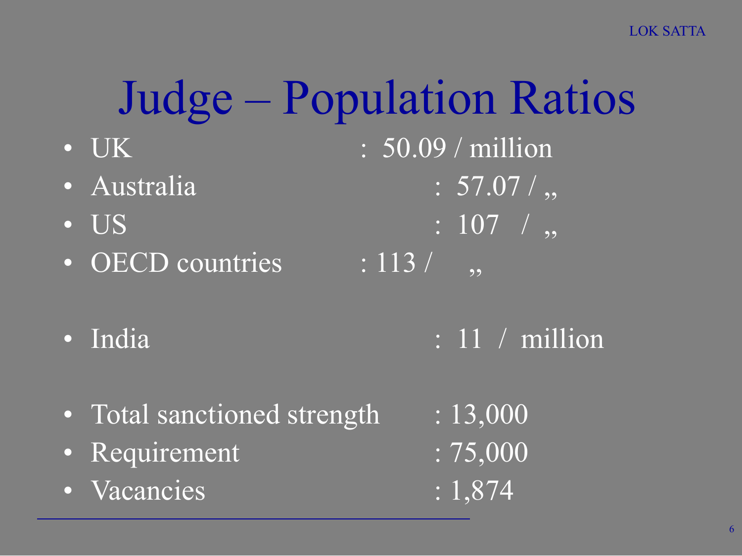# Judge – Population Ratios

- UK : 50.09 / million
- Australia : 57.07 / ,,
- US : 107 / ,,
- OECD countries : 113 / ,,

- India : 11 / million

- Total sanctioned strength : 13,000
- Requirement : 75,000
- Vacancies : 1,874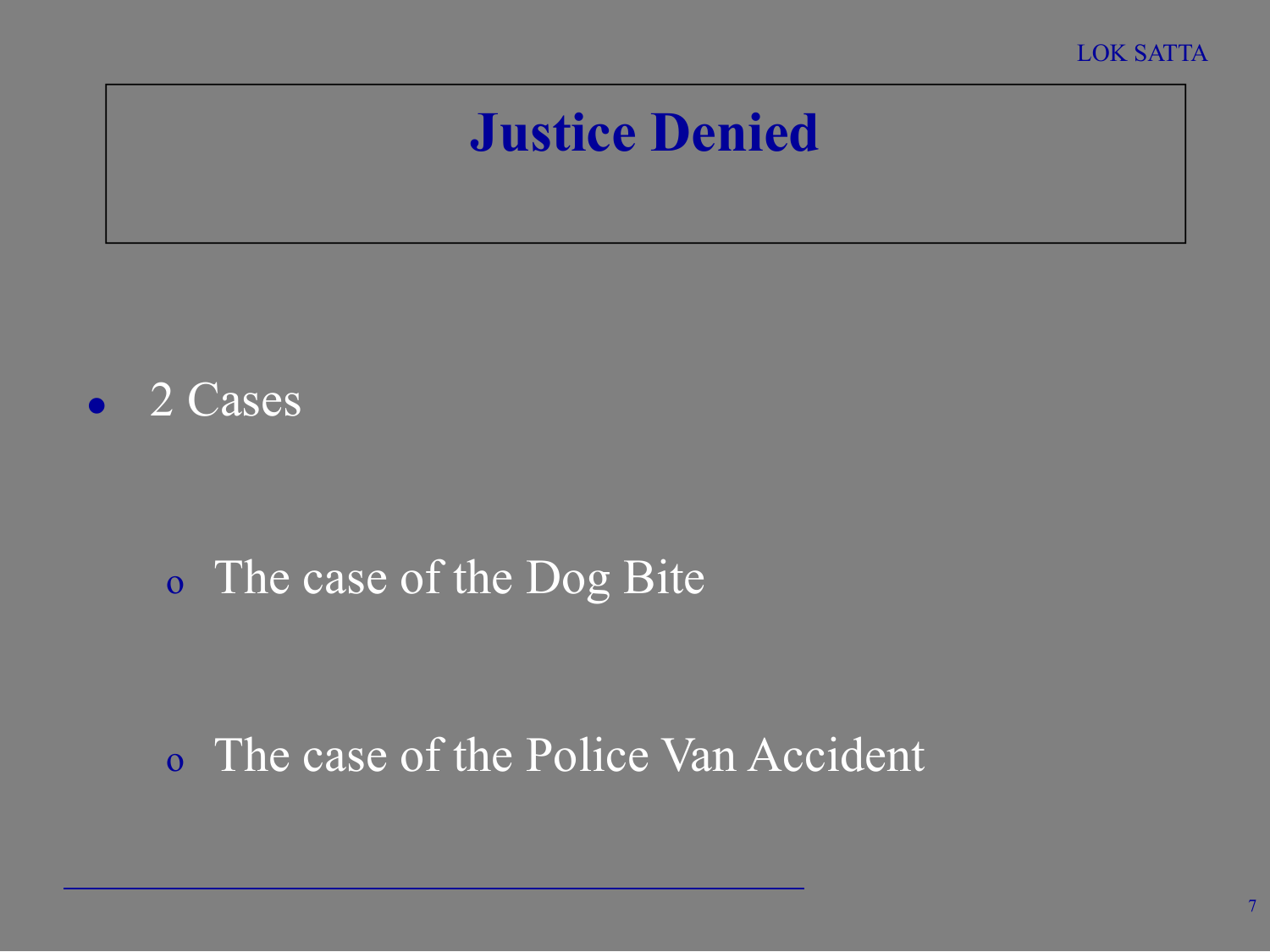# Justice Denied

- 2 Cases
  - The case of the Dog Bite
  - The case of the Police Van Accident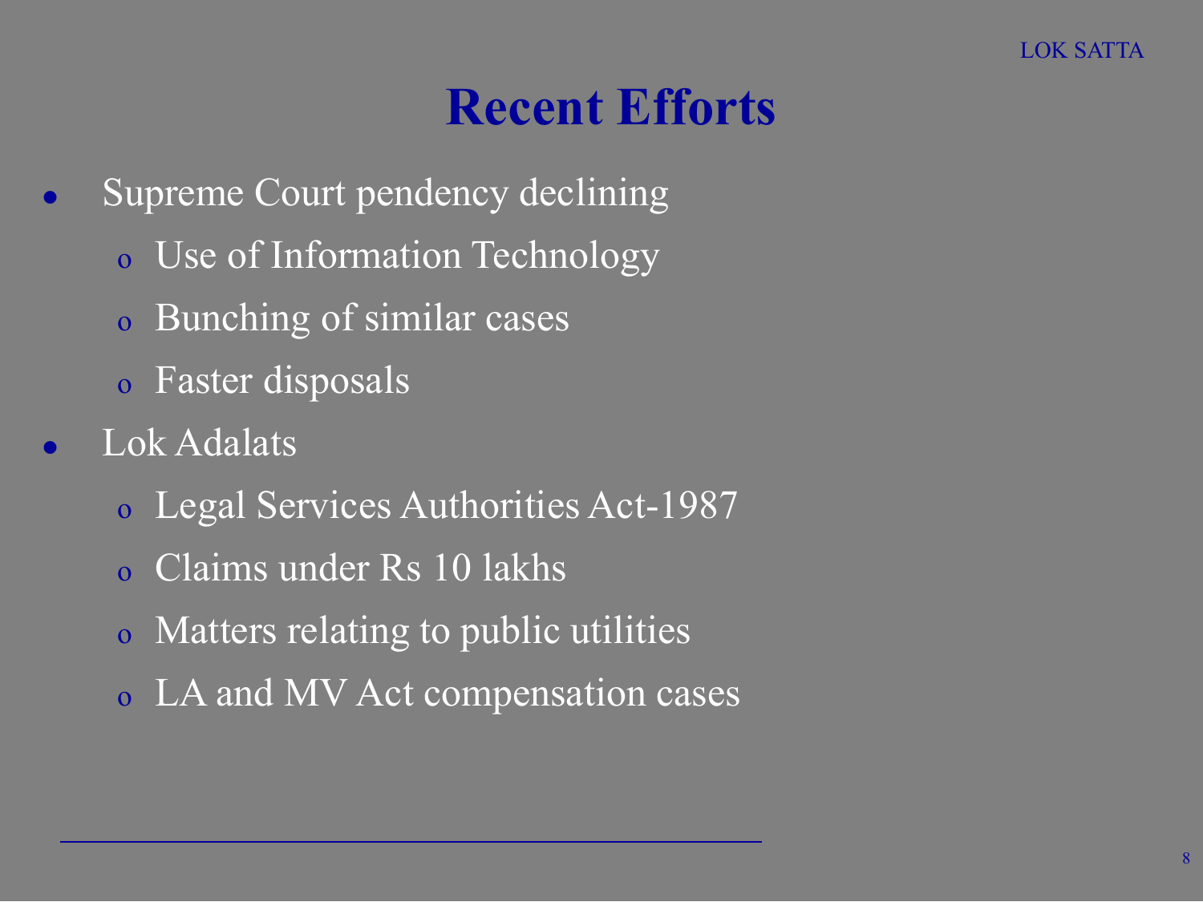# Recent Efforts

- Supreme Court pendency declining
  - Use of Information Technology
  - Bunching of similar cases
  - Faster disposals
- Lok Adalats
  - Legal Services Authorities Act-1987
  - Claims under Rs 10 lakhs
  - Matters relating to public utilities
  - LA and MV Act compensation cases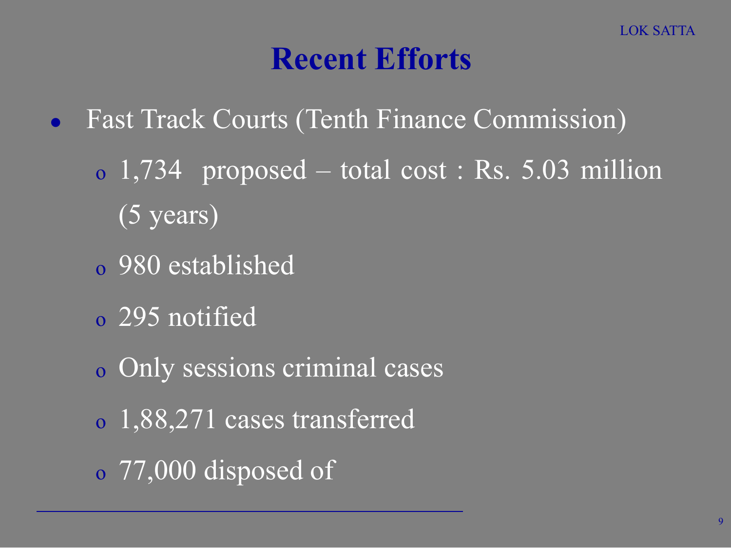# Recent Efforts

- Fast Track Courts (Tenth Finance Commission)
  - 1,734 proposed – total cost : Rs. 5.03 million (5 years)
  - 980 established
  - 295 notified
  - Only sessions criminal cases
  - 1,88,271 cases transferred
  - 77,000 disposed of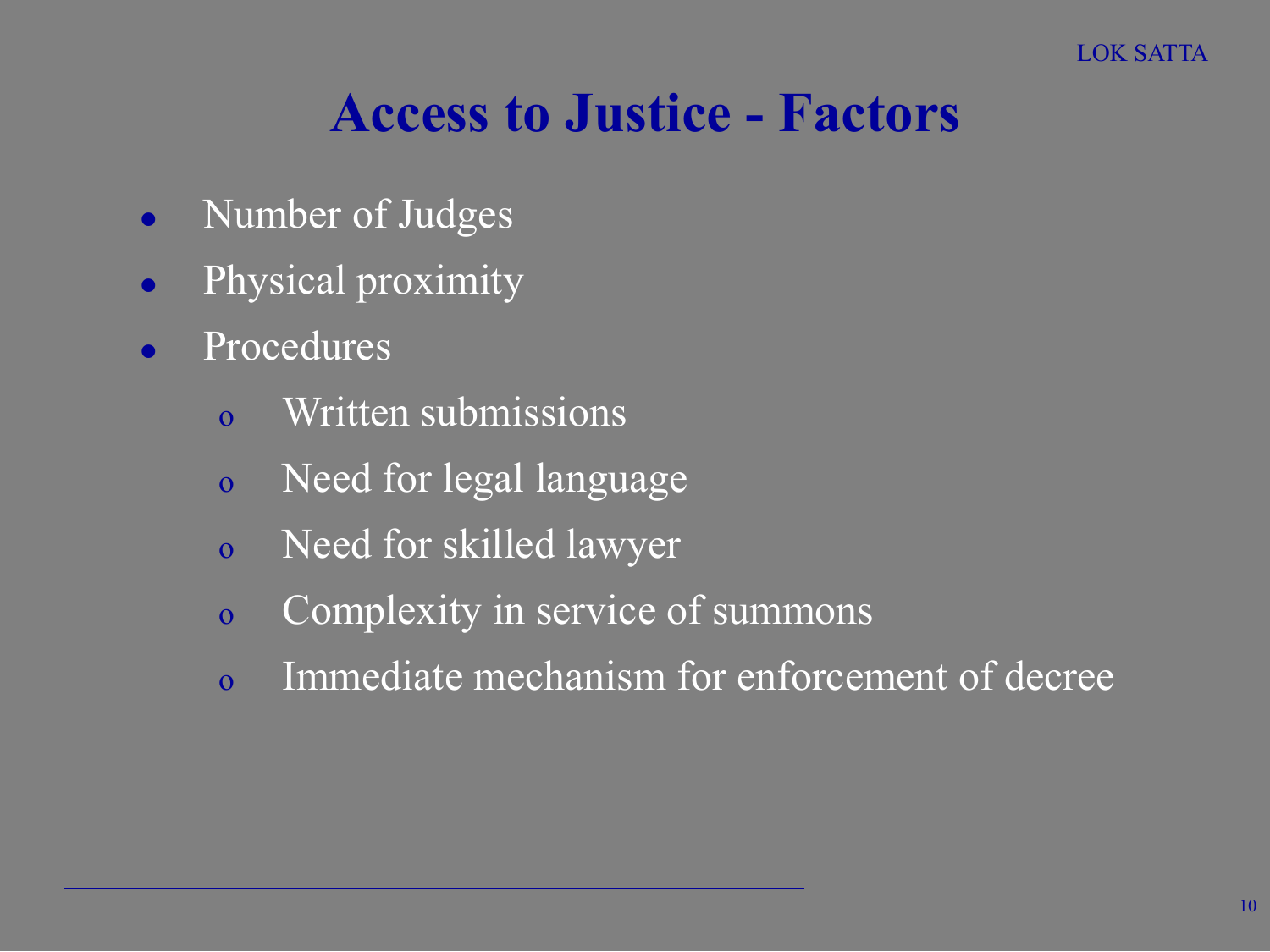# Access to Justice - Factors

- Number of Judges
- Physical proximity
- Procedures
  - Written submissions
  - Need for legal language
  - Need for skilled lawyer
  - Complexity in service of summons
  - Immediate mechanism for enforcement of decree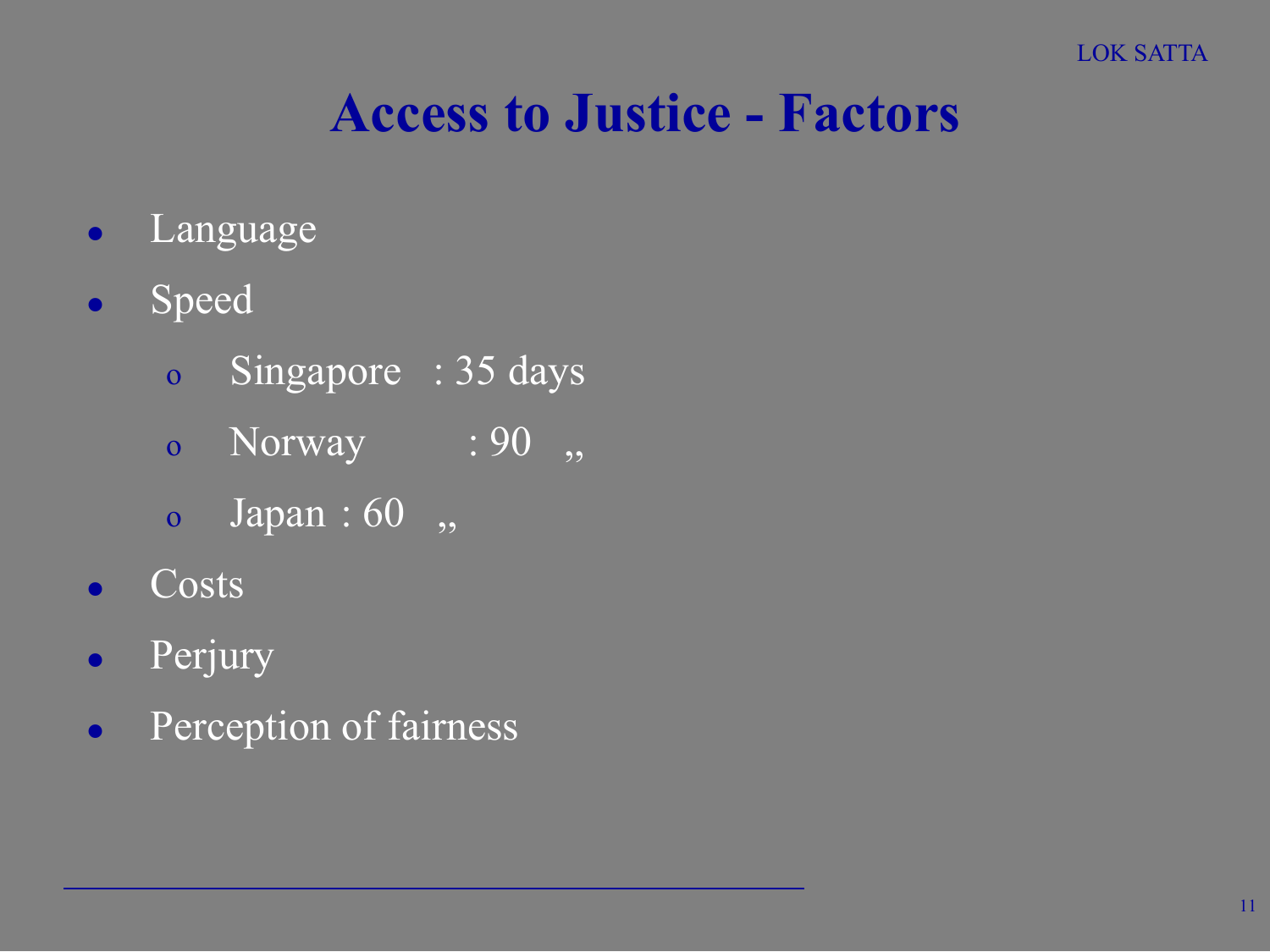# Access to Justice - Factors

- Language
- Speed
  - Singapore : 35 days
  - Norway : 90 ,,
  - Japan : 60 ,,
- Costs
- Perjury
- Perception of fairness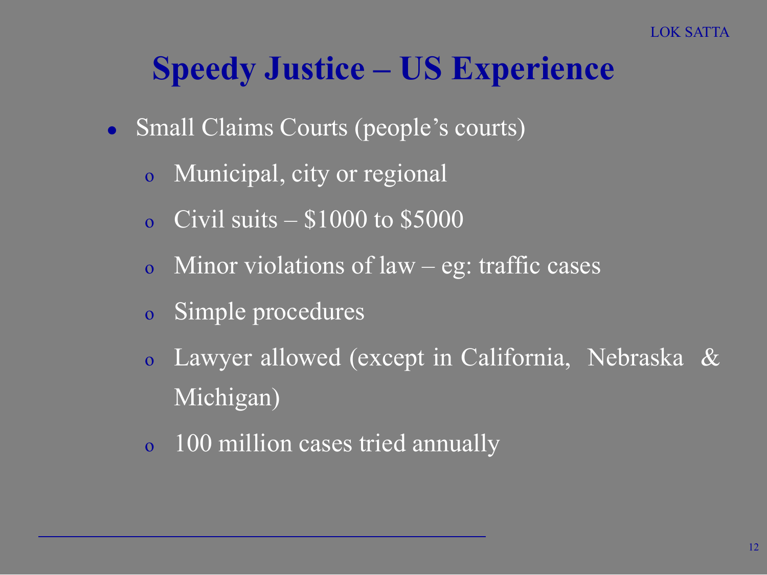# Speedy Justice – US Experience

- Small Claims Courts (people's courts)
  - Municipal, city or regional
  - Civil suits – $1000 to $5000
  - Minor violations of law – eg: traffic cases
  - Simple procedures
  - Lawyer allowed (except in California, Nebraska & Michigan)
  - 100 million cases tried annually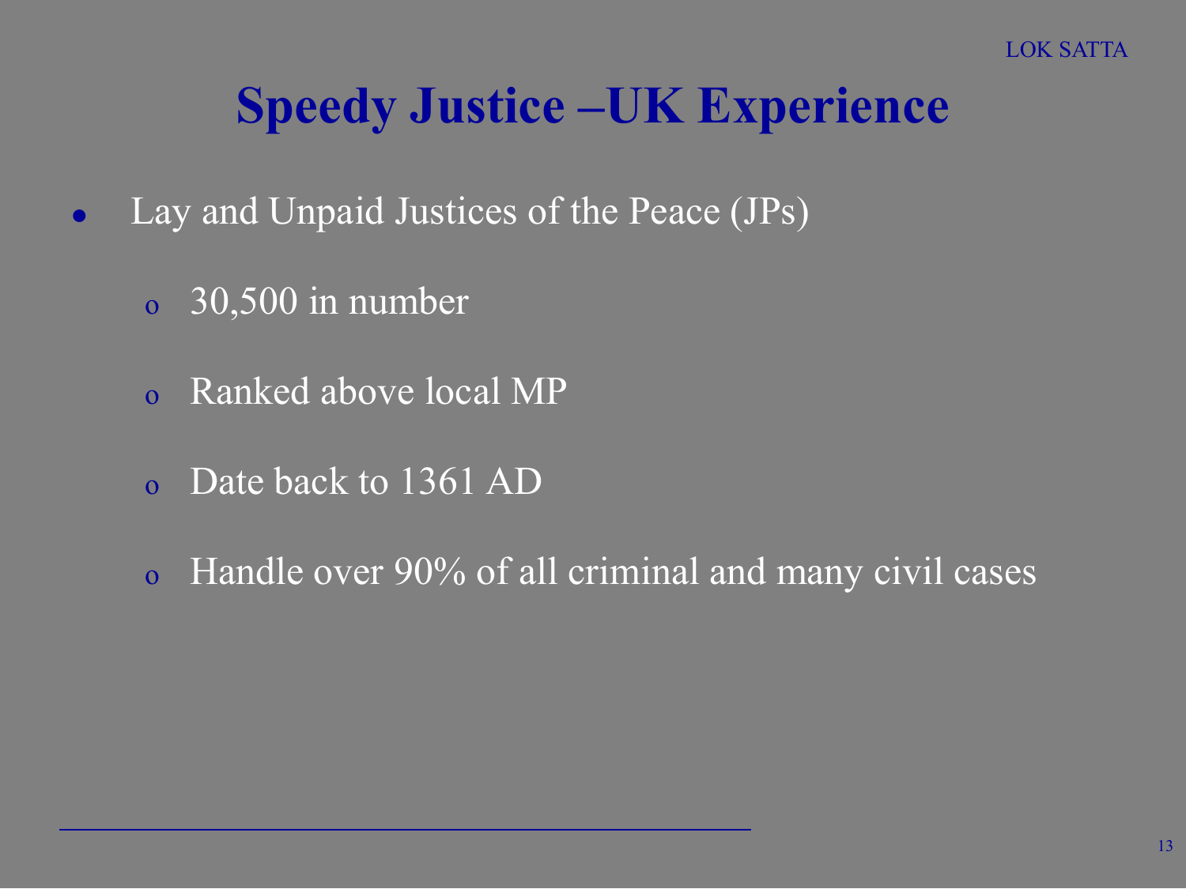# Speedy Justice –UK Experience

- Lay and Unpaid Justices of the Peace (JPs)
  - 30,500 in number
  - Ranked above local MP
  - Date back to 1361 AD
  - Handle over 90% of all criminal and many civil cases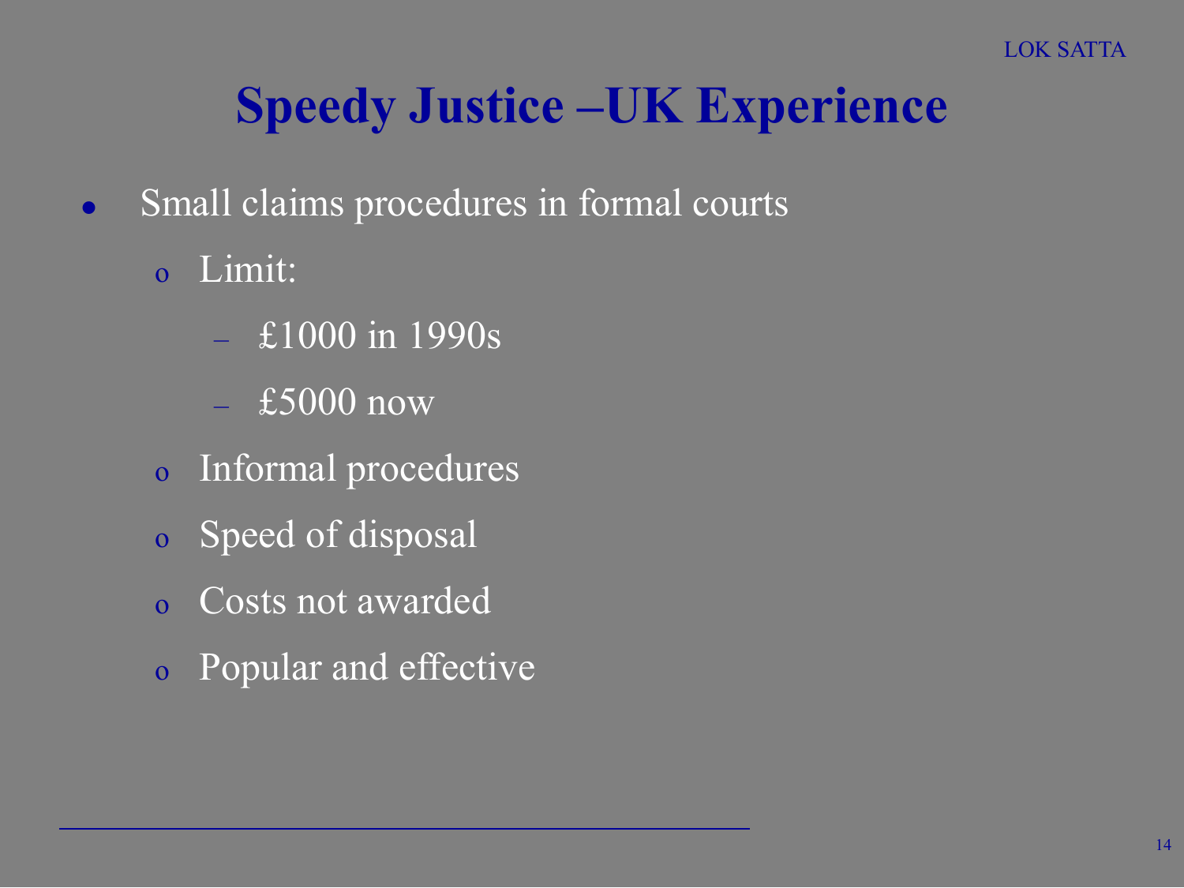# Speedy Justice –UK Experience

- Small claims procedures in formal courts
  - Limit:
    - £1000 in 1990s
    - £5000 now
  - Informal procedures
  - Speed of disposal
  - Costs not awarded
  - Popular and effective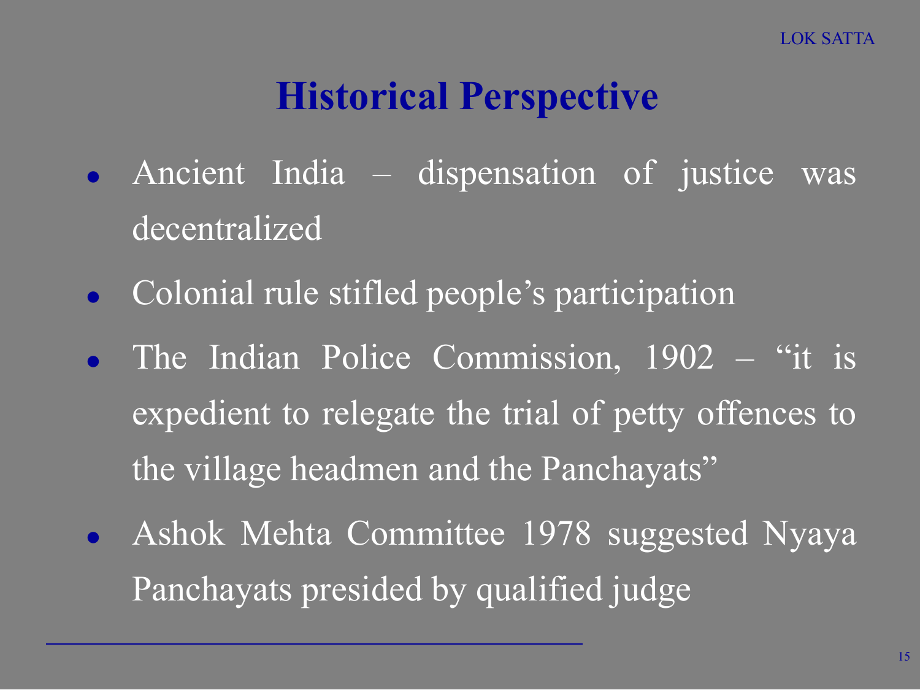# Historical Perspective

- Ancient India – dispensation of justice was decentralized
- Colonial rule stifled people's participation
- The Indian Police Commission, 1902 – "it is expedient to relegate the trial of petty offences to the village headmen and the Panchayats"
- Ashok Mehta Committee 1978 suggested Nyaya Panchayats presided by qualified judge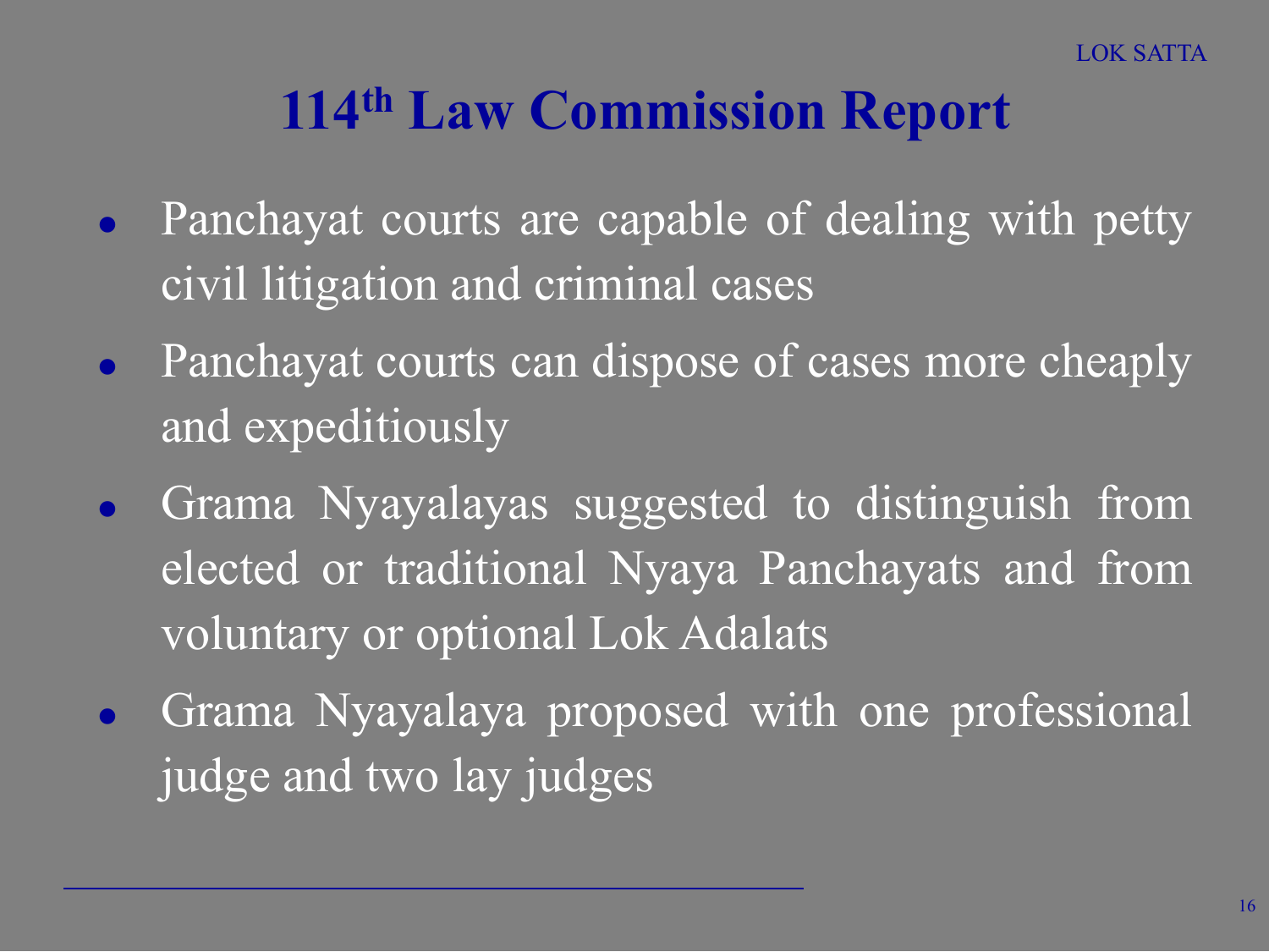# 114th Law Commission Report

- Panchayat courts are capable of dealing with petty civil litigation and criminal cases
- Panchayat courts can dispose of cases more cheaply and expeditiously
- Grama Nyayalayas suggested to distinguish from elected or traditional Nyaya Panchayats and from voluntary or optional Lok Adalats
- Grama Nyayalaya proposed with one professional judge and two lay judges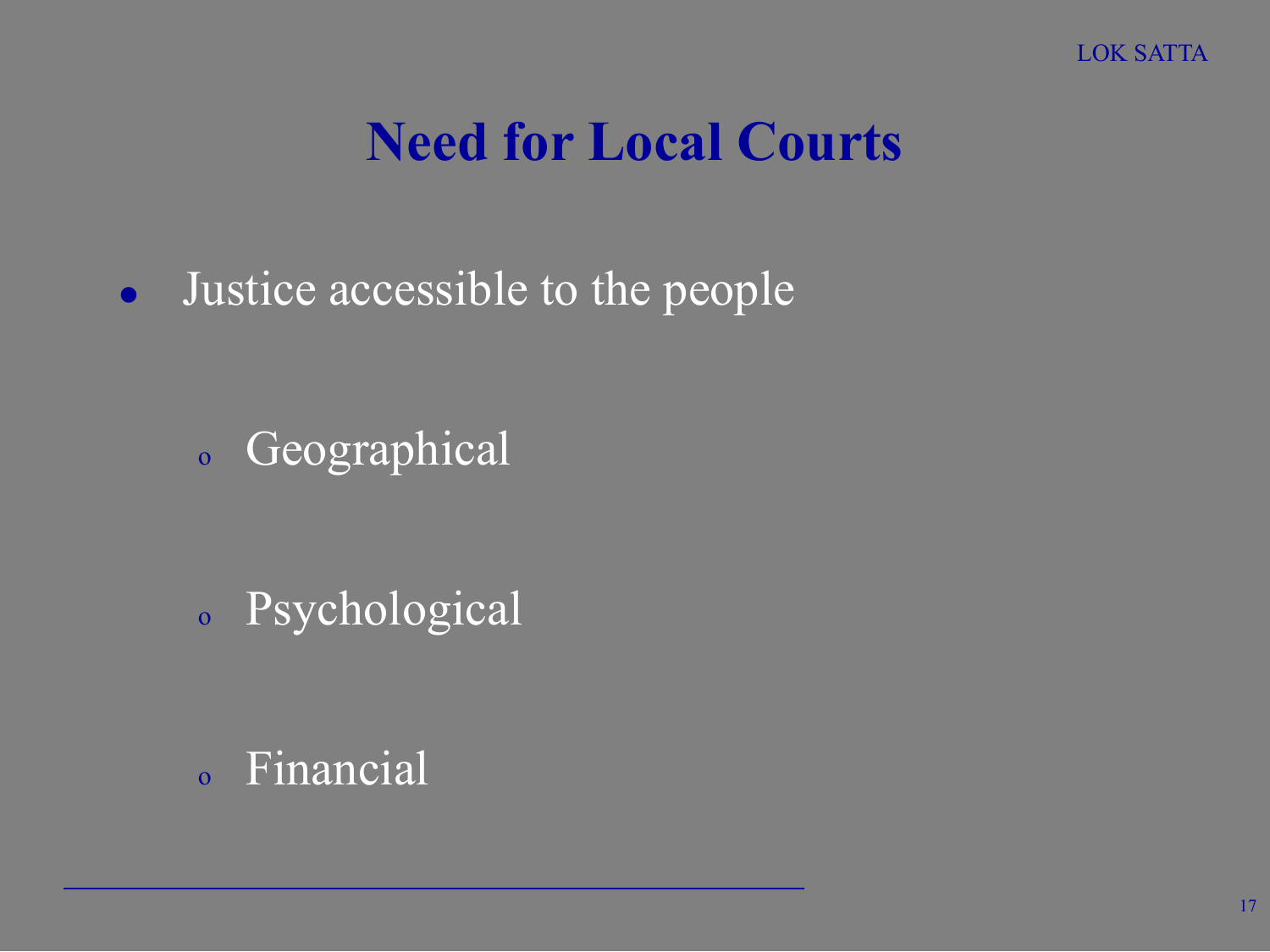# Need for Local Courts

- Justice accessible to the people
  - Geographical
  - Psychological
  - Financial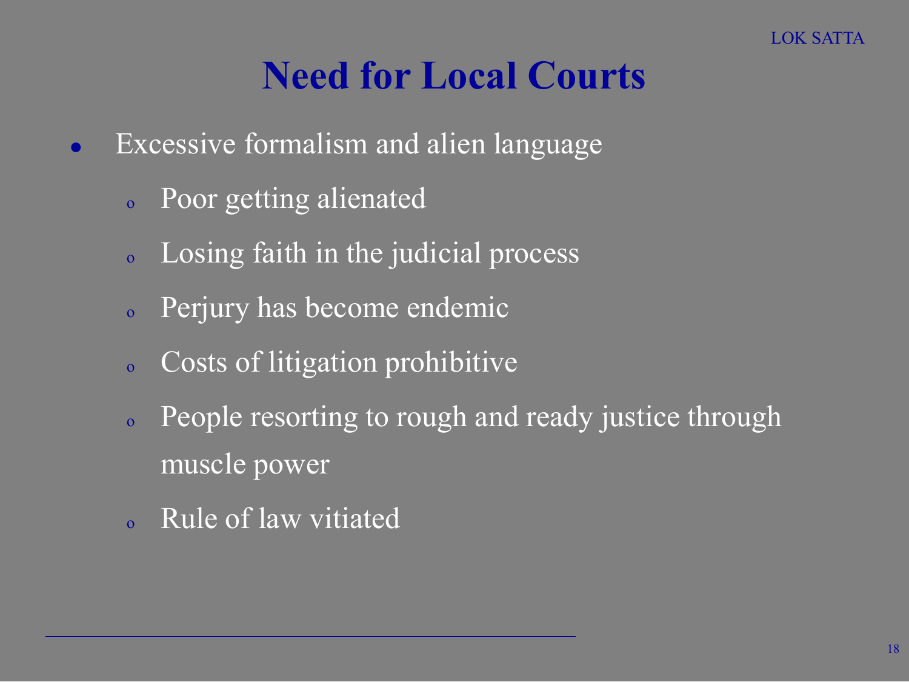# Need for Local Courts

- Excessive formalism and alien language
  - Poor getting alienated
  - Losing faith in the judicial process
  - Perjury has become endemic
  - Costs of litigation prohibitive
  - People resorting to rough and ready justice through muscle power
  - Rule of law vitiated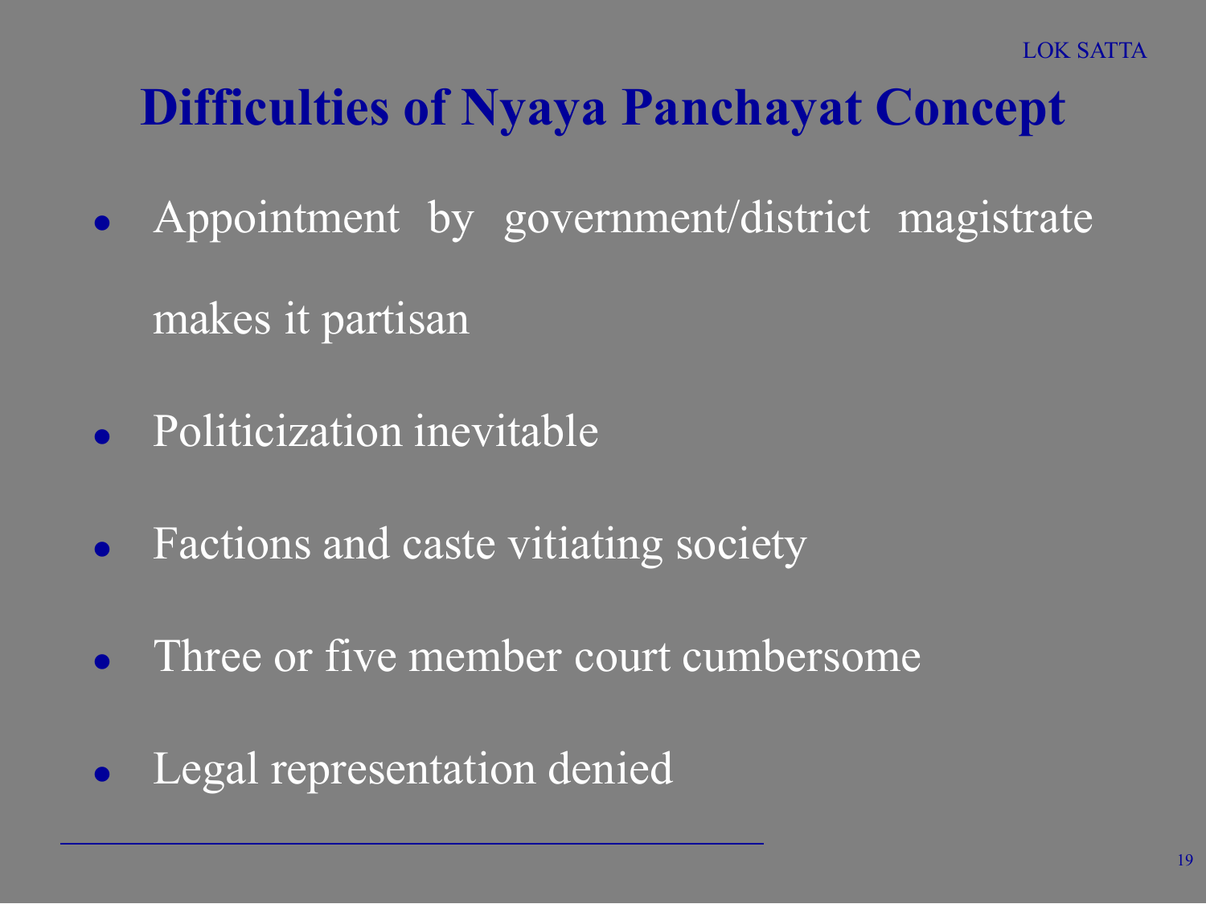# Difficulties of Nyaya Panchayat Concept

- Appointment by government/district magistrate makes it partisan
- Politicization inevitable
- Factions and caste vitiating society
- Three or five member court cumbersome
- Legal representation denied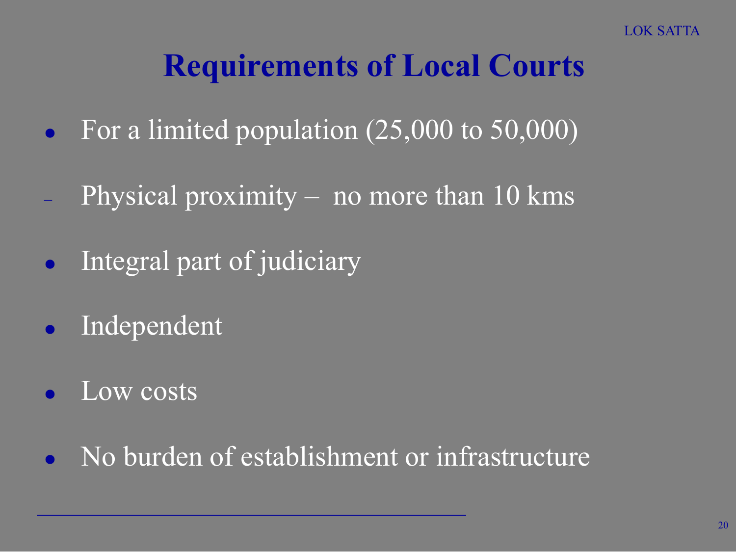# Requirements of Local Courts

- For a limited population (25,000 to 50,000)
- Physical proximity – no more than 10 kms
- Integral part of judiciary
- Independent
- Low costs
- No burden of establishment or infrastructure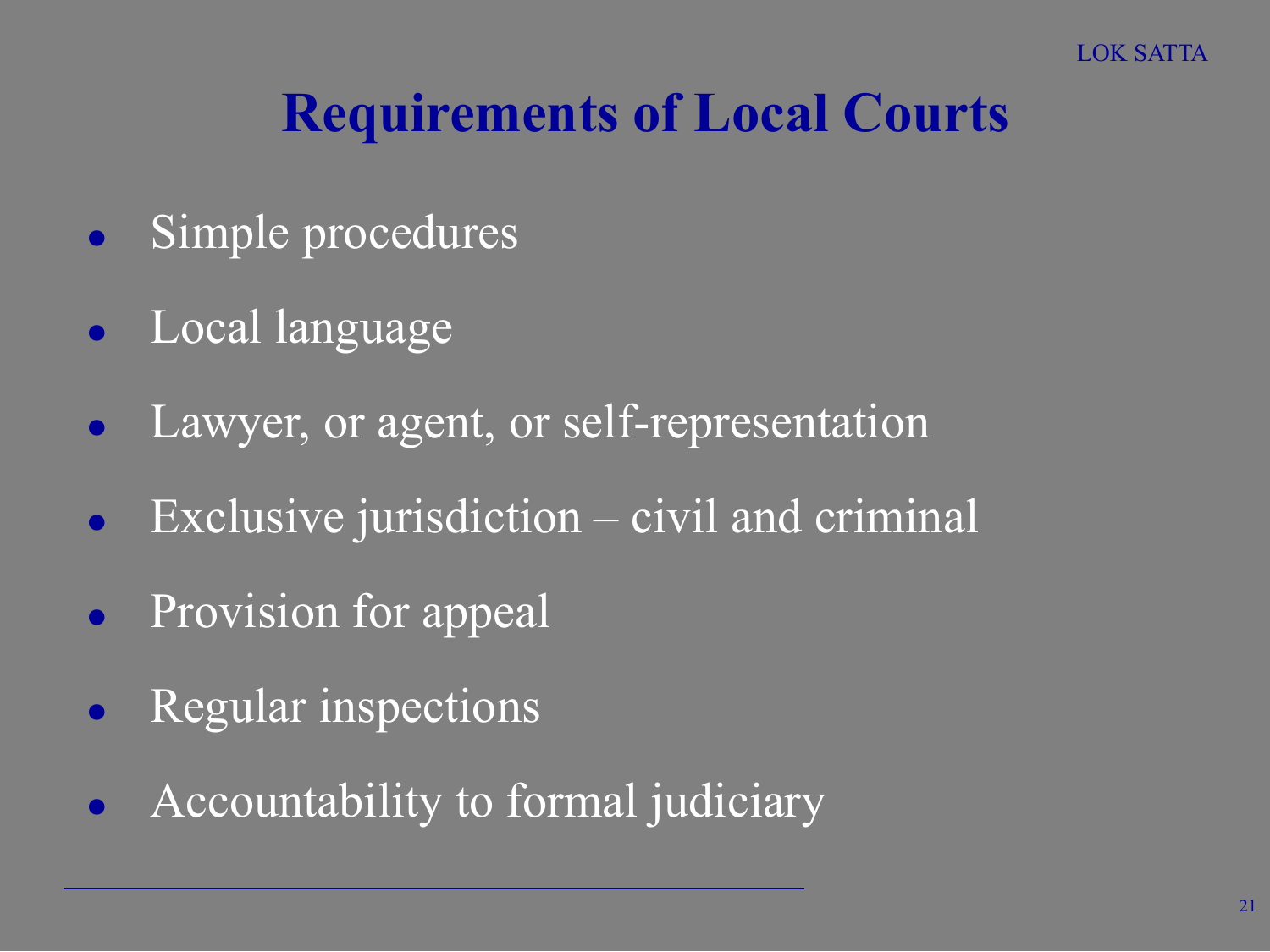# Requirements of Local Courts

- Simple procedures
- Local language
- Lawyer, or agent, or self-representation
- Exclusive jurisdiction – civil and criminal
- Provision for appeal
- Regular inspections
- Accountability to formal judiciary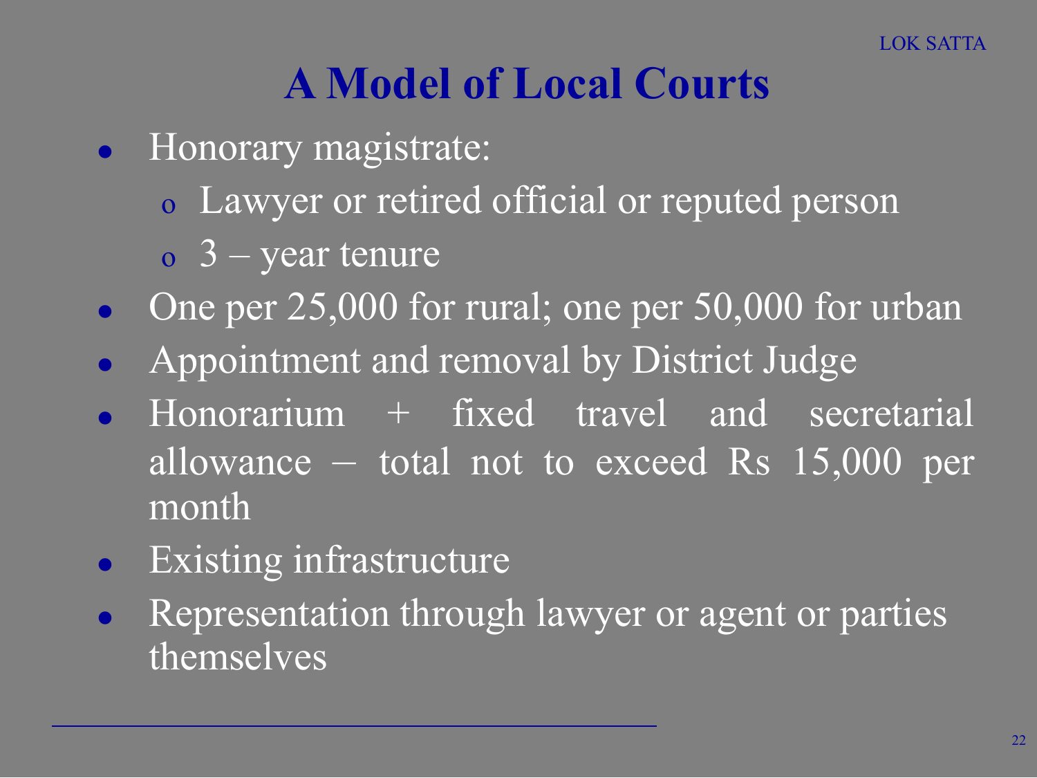# A Model of Local Courts

- Honorary magistrate:
  - Lawyer or retired official or reputed person
  - 3 – year tenure
- One per 25,000 for rural; one per 50,000 for urban
- Appointment and removal by District Judge
- Honorarium + fixed travel and secretarial allowance – total not to exceed Rs 15,000 per month
- Existing infrastructure
- Representation through lawyer or agent or parties themselves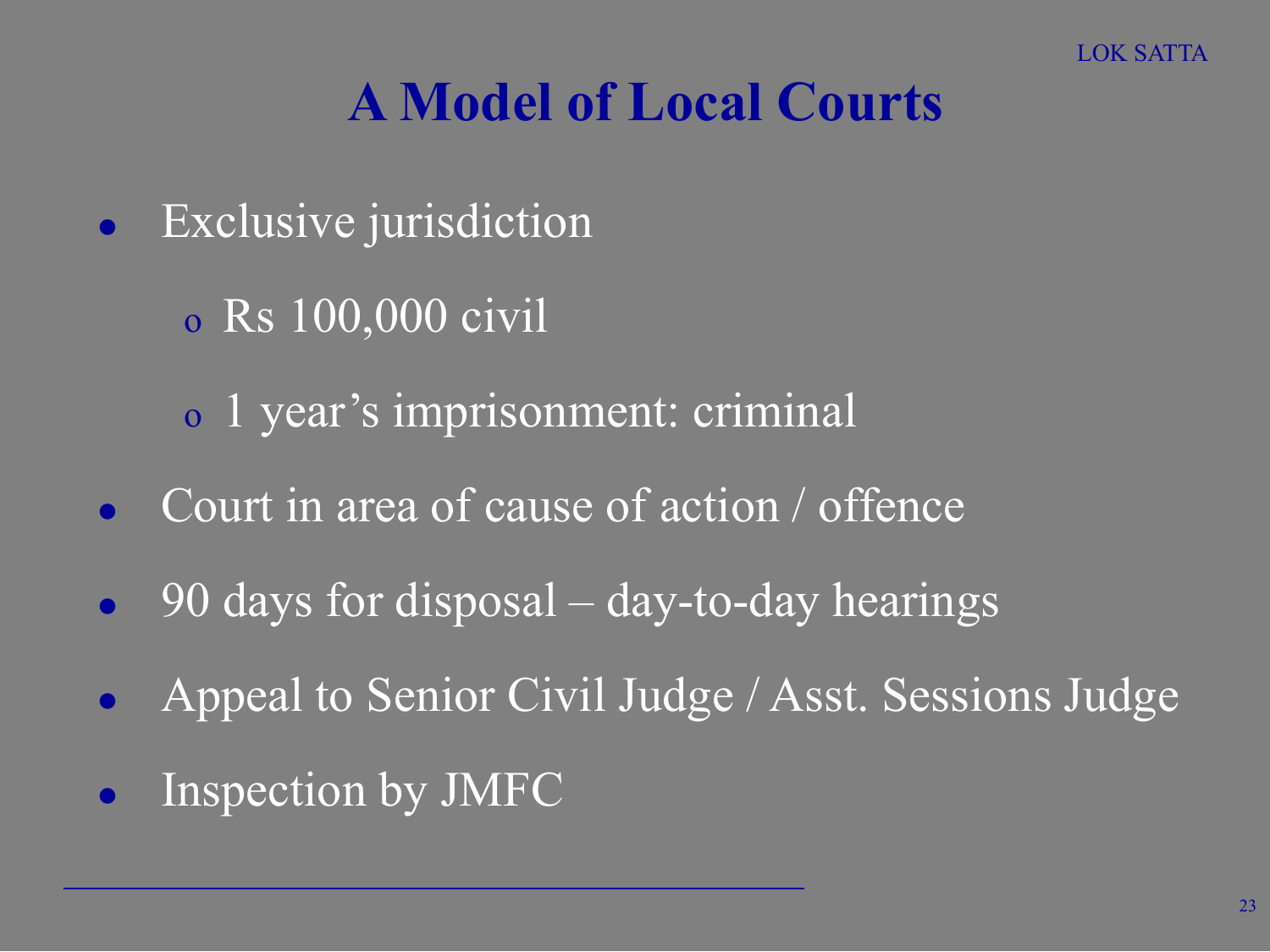# A Model of Local Courts

- Exclusive jurisdiction
  - Rs 100,000 civil
  - 1 year's imprisonment: criminal
- Court in area of cause of action / offence
- 90 days for disposal – day-to-day hearings
- Appeal to Senior Civil Judge / Asst. Sessions Judge
- Inspection by JMFC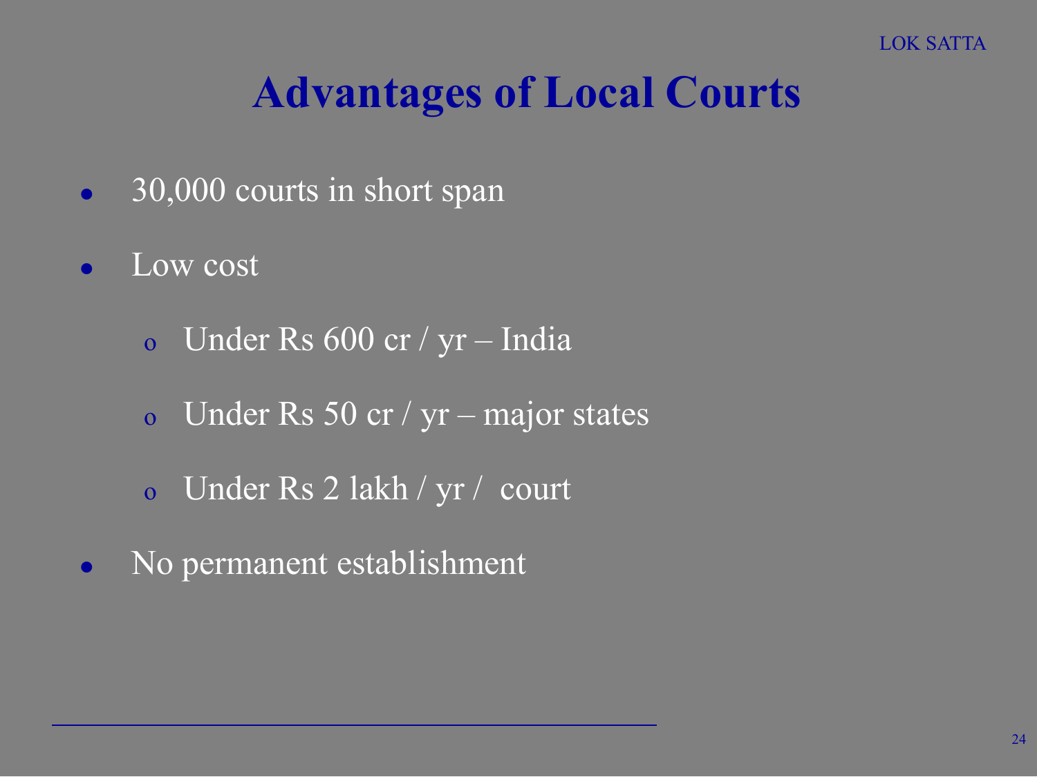# Advantages of Local Courts

- 30,000 courts in short span
- Low cost
  - Under Rs 600 cr / yr – India
  - Under Rs 50 cr / yr – major states
  - Under Rs 2 lakh / yr / court
- No permanent establishment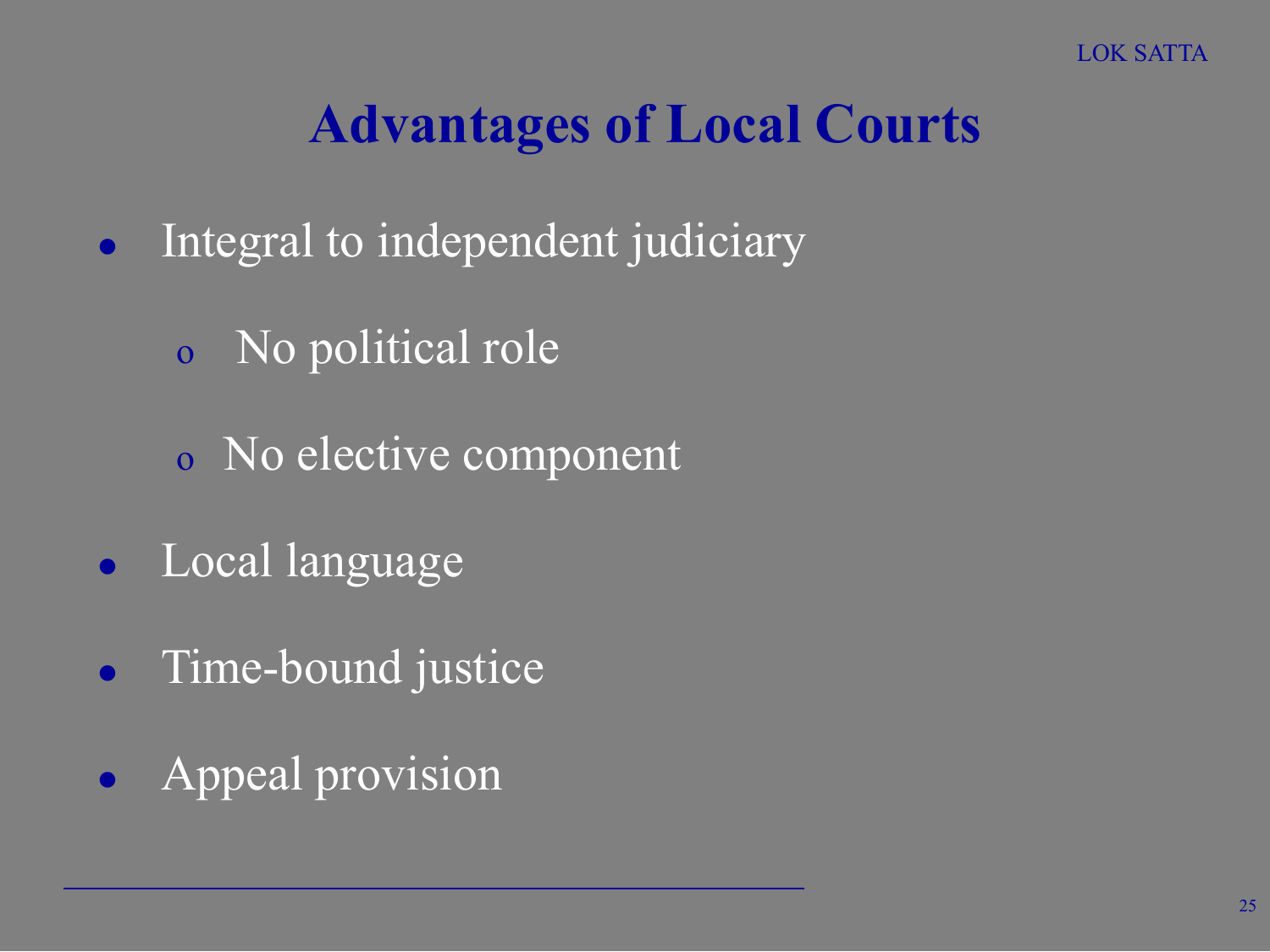# Advantages of Local Courts

- Integral to independent judiciary
  - No political role
  - No elective component
- Local language
- Time-bound justice
- Appeal provision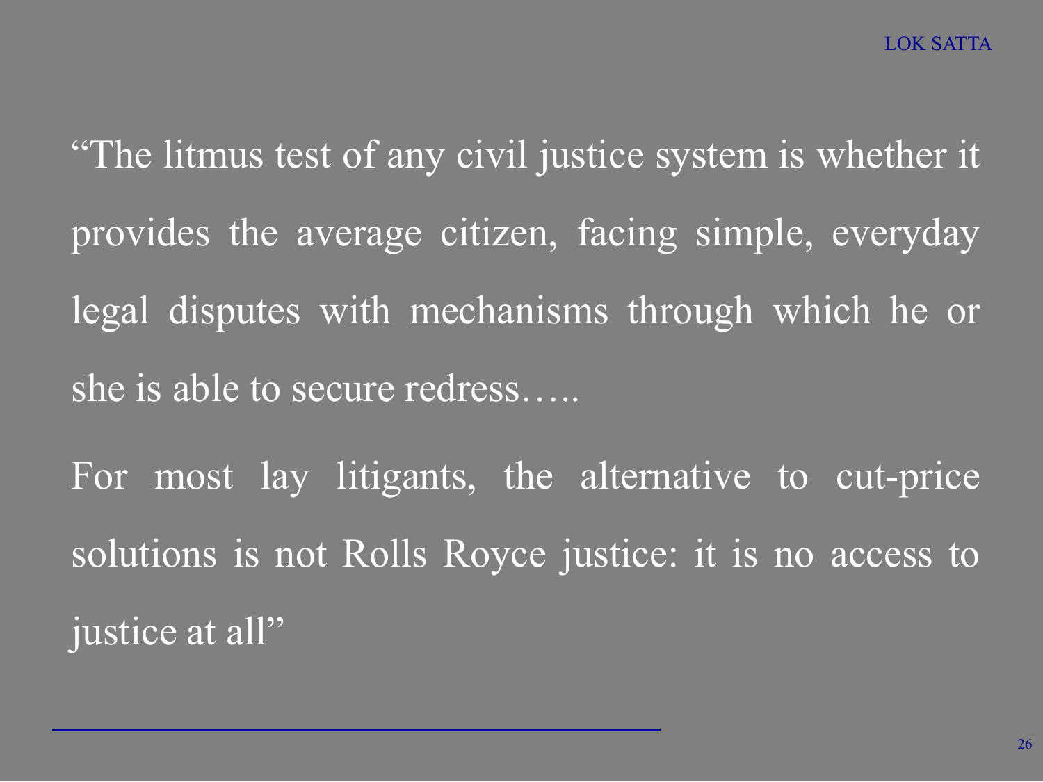"The litmus test of any civil justice system is whether it provides the average citizen, facing simple, everyday legal disputes with mechanisms through which he or she is able to secure redress…..

For most lay litigants, the alternative to cut-price solutions is not Rolls Royce justice: it is no access to justice at all"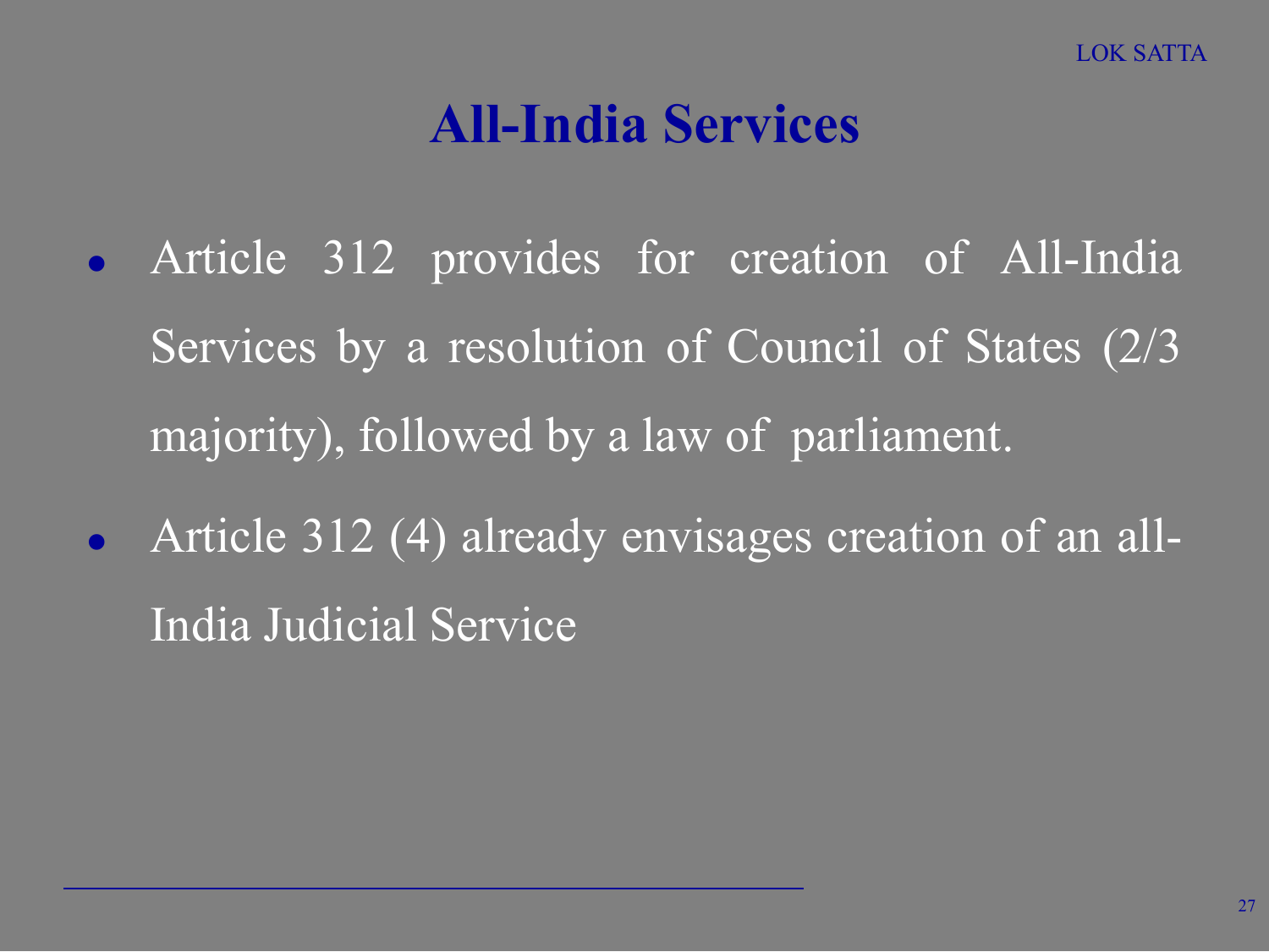# All-India Services

- Article 312 provides for creation of All-India Services by a resolution of Council of States (2/3 majority), followed by a law of parliament.
- Article 312 (4) already envisages creation of an all-India Judicial Service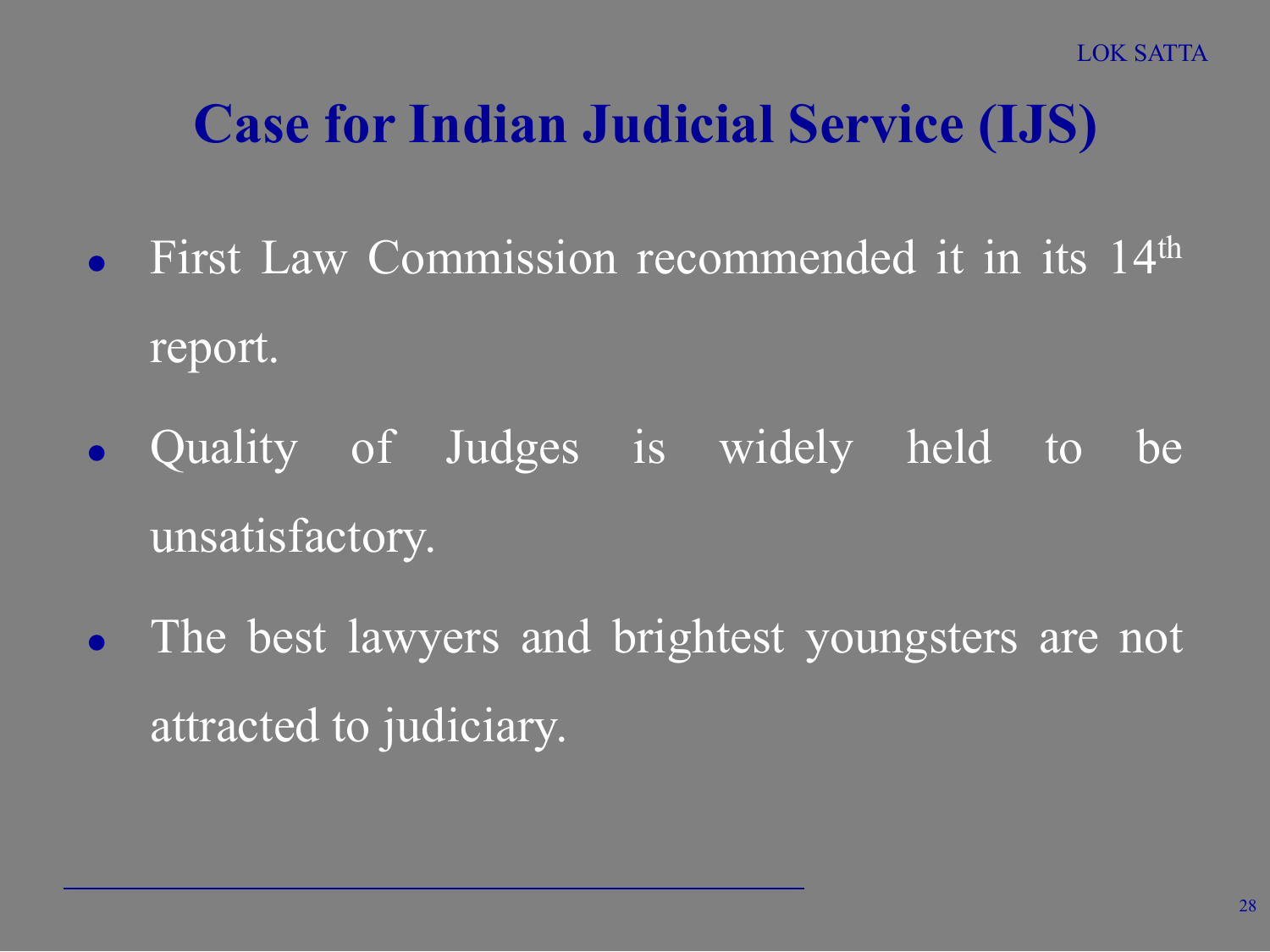# Case for Indian Judicial Service (IJS)

- First Law Commission recommended it in its 14th report.
- Quality of Judges is widely held to be unsatisfactory.
- The best lawyers and brightest youngsters are not attracted to judiciary.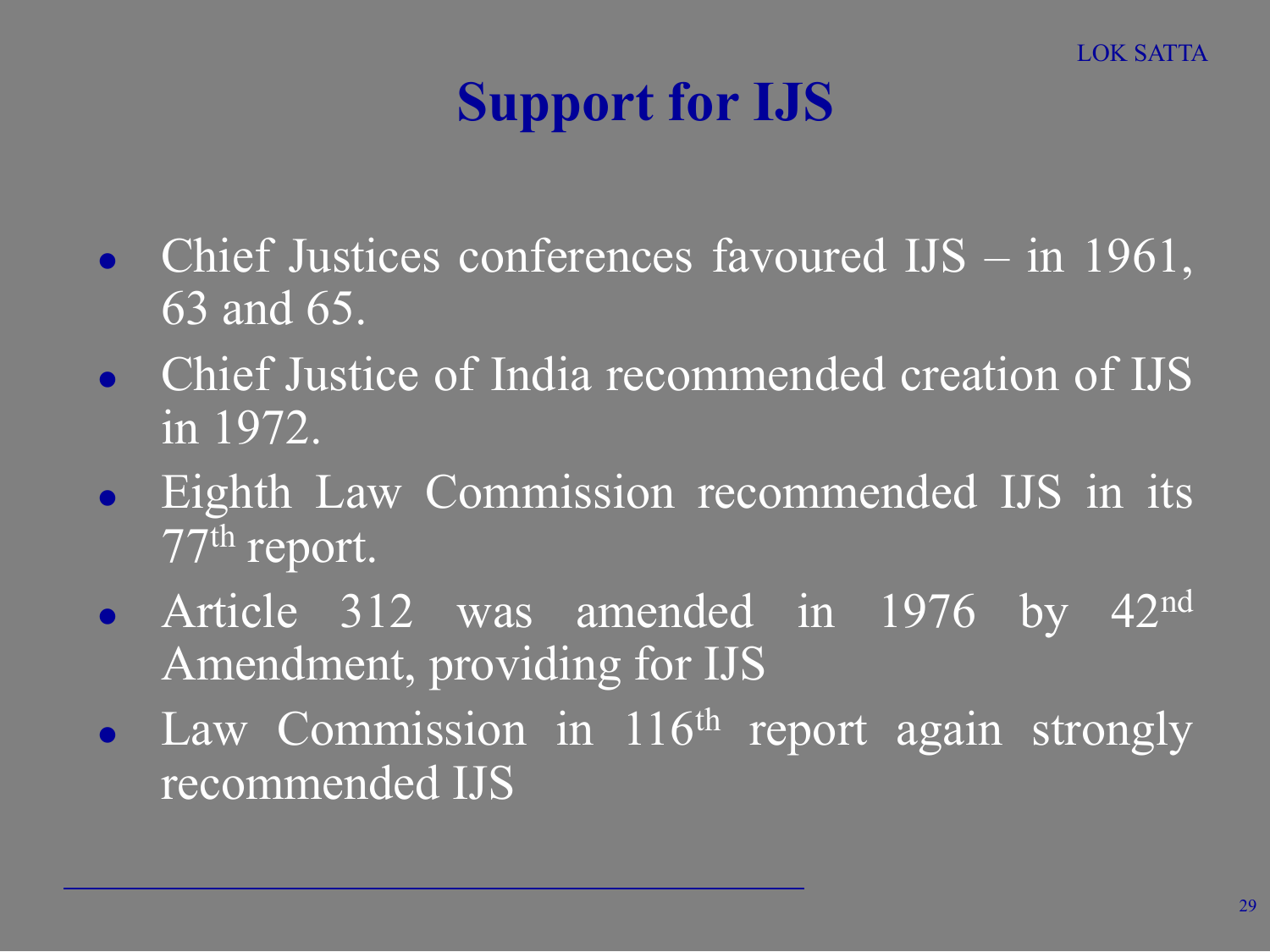# Support for IJS

- Chief Justices conferences favoured IJS – in 1961, 63 and 65.
- Chief Justice of India recommended creation of IJS in 1972.
- Eighth Law Commission recommended IJS in its 77th report.
- Article 312 was amended in 1976 by 42nd Amendment, providing for IJS
- Law Commission in 116th report again strongly recommended IJS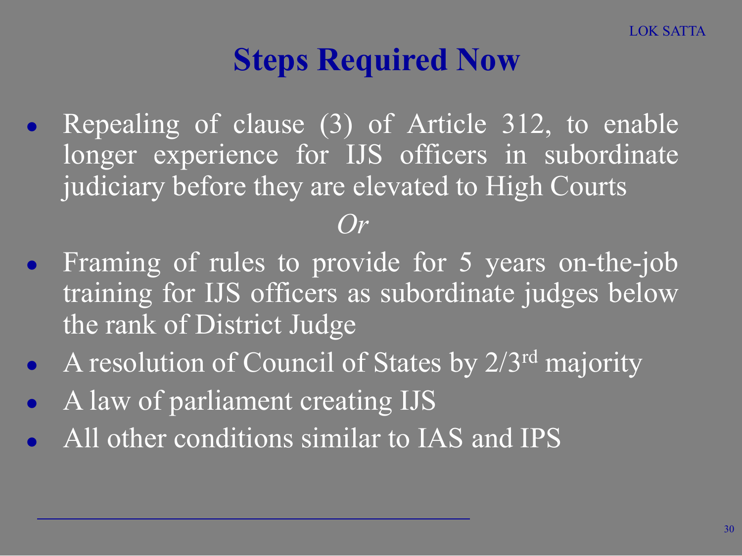# Steps Required Now

- Repealing of clause (3) of Article 312, to enable longer experience for IJS officers in subordinate judiciary before they are elevated to High Courts

*Or*

- Framing of rules to provide for 5 years on-the-job training for IJS officers as subordinate judges below the rank of District Judge
- A resolution of Council of States by 2/3rd majority
- A law of parliament creating IJS
- All other conditions similar to IAS and IPS